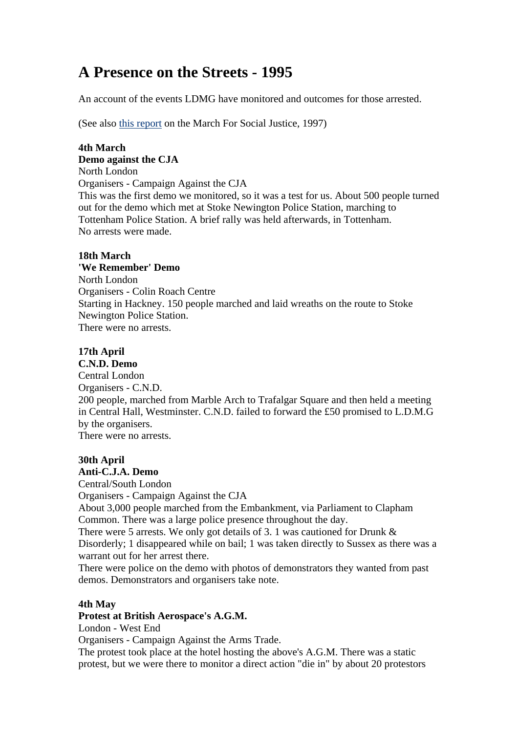# A Presence on the Streets - 1995

An account of the events LDMG have monitored and outcomes for those arrested.

(See also this report on the March For Social Justice, 1997)

**4th March**
**Demo against the CJA**
North London
Organisers - Campaign Against the CJA
This was the first demo we monitored, so it was a test for us. About 500 people turned out for the demo which met at Stoke Newington Police Station, marching to Tottenham Police Station. A brief rally was held afterwards, in Tottenham.
No arrests were made.

**18th March**
**'We Remember' Demo**
North London
Organisers - Colin Roach Centre
Starting in Hackney. 150 people marched and laid wreaths on the route to Stoke Newington Police Station.
There were no arrests.

**17th April**
**C.N.D. Demo**
Central London
Organisers - C.N.D.
200 people, marched from Marble Arch to Trafalgar Square and then held a meeting in Central Hall, Westminster. C.N.D. failed to forward the £50 promised to L.D.M.G by the organisers.
There were no arrests.

**30th April**
**Anti-C.J.A. Demo**
Central/South London
Organisers - Campaign Against the CJA
About 3,000 people marched from the Embankment, via Parliament to Clapham Common. There was a large police presence throughout the day.
There were 5 arrests. We only got details of 3. 1 was cautioned for Drunk & Disorderly; 1 disappeared while on bail; 1 was taken directly to Sussex as there was a warrant out for her arrest there.
There were police on the demo with photos of demonstrators they wanted from past demos. Demonstrators and organisers take note.

**4th May**
**Protest at British Aerospace's A.G.M.**
London - West End
Organisers - Campaign Against the Arms Trade.
The protest took place at the hotel hosting the above's A.G.M. There was a static protest, but we were there to monitor a direct action "die in" by about 20 protestors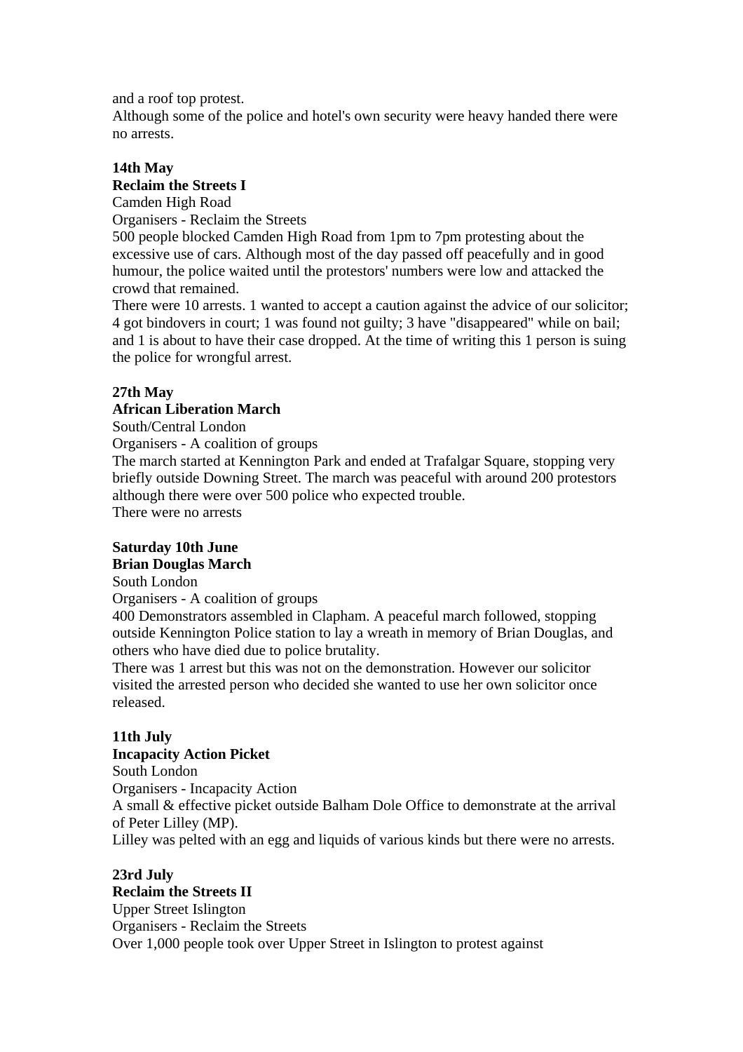and a roof top protest.
Although some of the police and hotel's own security were heavy handed there were no arrests.

**14th May**
**Reclaim the Streets I**
Camden High Road
Organisers - Reclaim the Streets
500 people blocked Camden High Road from 1pm to 7pm protesting about the excessive use of cars. Although most of the day passed off peacefully and in good humour, the police waited until the protestors' numbers were low and attacked the crowd that remained.
There were 10 arrests. 1 wanted to accept a caution against the advice of our solicitor; 4 got bindovers in court; 1 was found not guilty; 3 have "disappeared" while on bail; and 1 is about to have their case dropped. At the time of writing this 1 person is suing the police for wrongful arrest.

**27th May**
**African Liberation March**
South/Central London
Organisers - A coalition of groups
The march started at Kennington Park and ended at Trafalgar Square, stopping very briefly outside Downing Street. The march was peaceful with around 200 protestors although there were over 500 police who expected trouble.
There were no arrests

**Saturday 10th June**
**Brian Douglas March**
South London
Organisers - A coalition of groups
400 Demonstrators assembled in Clapham. A peaceful march followed, stopping outside Kennington Police station to lay a wreath in memory of Brian Douglas, and others who have died due to police brutality.
There was 1 arrest but this was not on the demonstration. However our solicitor visited the arrested person who decided she wanted to use her own solicitor once released.

**11th July**
**Incapacity Action Picket**
South London
Organisers - Incapacity Action
A small & effective picket outside Balham Dole Office to demonstrate at the arrival of Peter Lilley (MP).
Lilley was pelted with an egg and liquids of various kinds but there were no arrests.

**23rd July**
**Reclaim the Streets II**
Upper Street Islington
Organisers - Reclaim the Streets
Over 1,000 people took over Upper Street in Islington to protest against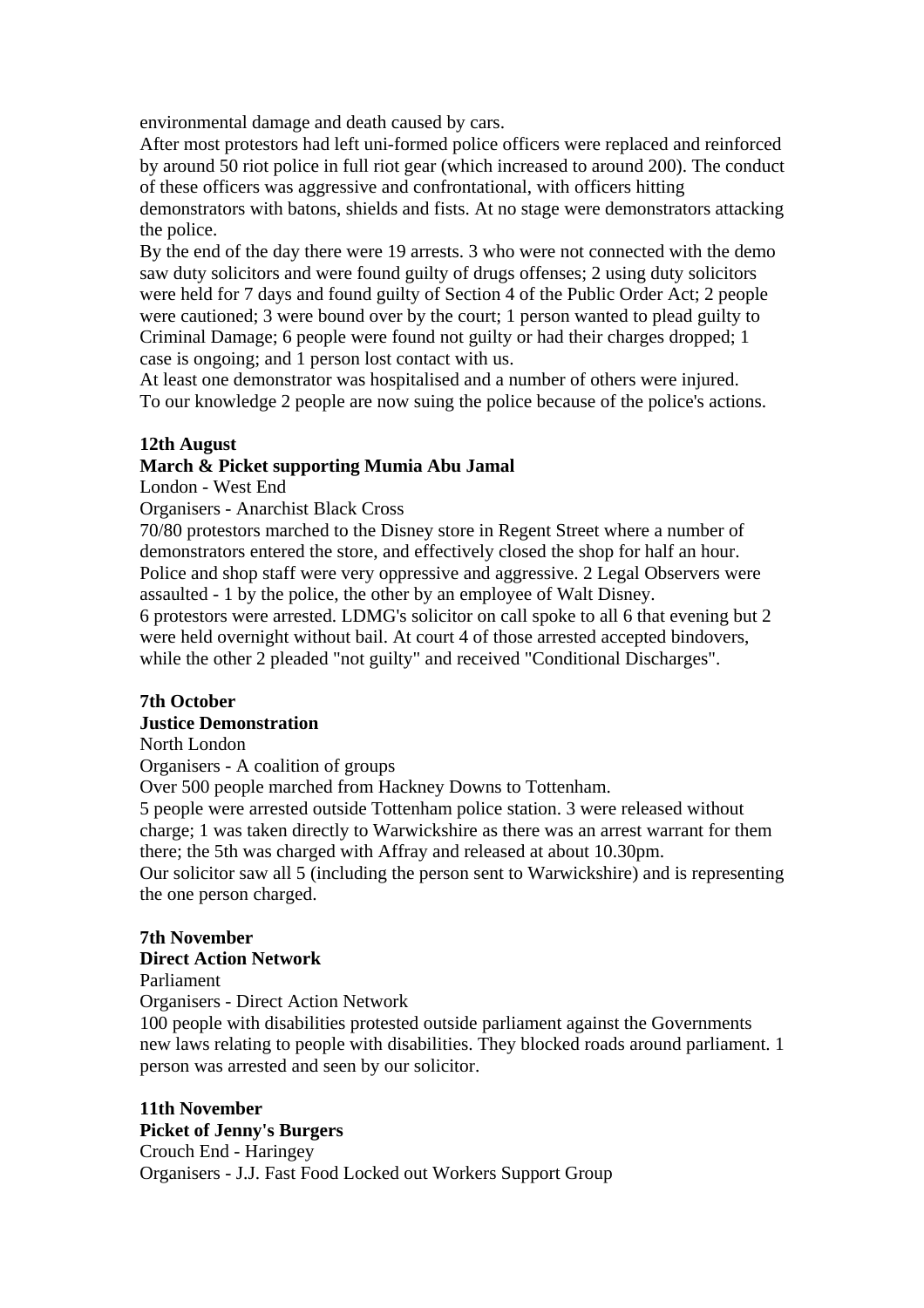environmental damage and death caused by cars.
After most protestors had left uni-formed police officers were replaced and reinforced by around 50 riot police in full riot gear (which increased to around 200). The conduct of these officers was aggressive and confrontational, with officers hitting demonstrators with batons, shields and fists. At no stage were demonstrators attacking the police.
By the end of the day there were 19 arrests. 3 who were not connected with the demo saw duty solicitors and were found guilty of drugs offenses; 2 using duty solicitors were held for 7 days and found guilty of Section 4 of the Public Order Act; 2 people were cautioned; 3 were bound over by the court; 1 person wanted to plead guilty to Criminal Damage; 6 people were found not guilty or had their charges dropped; 1 case is ongoing; and 1 person lost contact with us.
At least one demonstrator was hospitalised and a number of others were injured.
To our knowledge 2 people are now suing the police because of the police's actions.

**12th August**
**March & Picket supporting Mumia Abu Jamal**
London - West End
Organisers - Anarchist Black Cross
70/80 protestors marched to the Disney store in Regent Street where a number of demonstrators entered the store, and effectively closed the shop for half an hour. Police and shop staff were very oppressive and aggressive. 2 Legal Observers were assaulted - 1 by the police, the other by an employee of Walt Disney.
6 protestors were arrested. LDMG's solicitor on call spoke to all 6 that evening but 2 were held overnight without bail. At court 4 of those arrested accepted bindovers, while the other 2 pleaded "not guilty" and received "Conditional Discharges".

**7th October**
**Justice Demonstration**
North London
Organisers - A coalition of groups
Over 500 people marched from Hackney Downs to Tottenham.
5 people were arrested outside Tottenham police station. 3 were released without charge; 1 was taken directly to Warwickshire as there was an arrest warrant for them there; the 5th was charged with Affray and released at about 10.30pm.
Our solicitor saw all 5 (including the person sent to Warwickshire) and is representing the one person charged.

**7th November**
**Direct Action Network**
Parliament
Organisers - Direct Action Network
100 people with disabilities protested outside parliament against the Governments new laws relating to people with disabilities. They blocked roads around parliament. 1 person was arrested and seen by our solicitor.

**11th November**
**Picket of Jenny's Burgers**
Crouch End - Haringey
Organisers - J.J. Fast Food Locked out Workers Support Group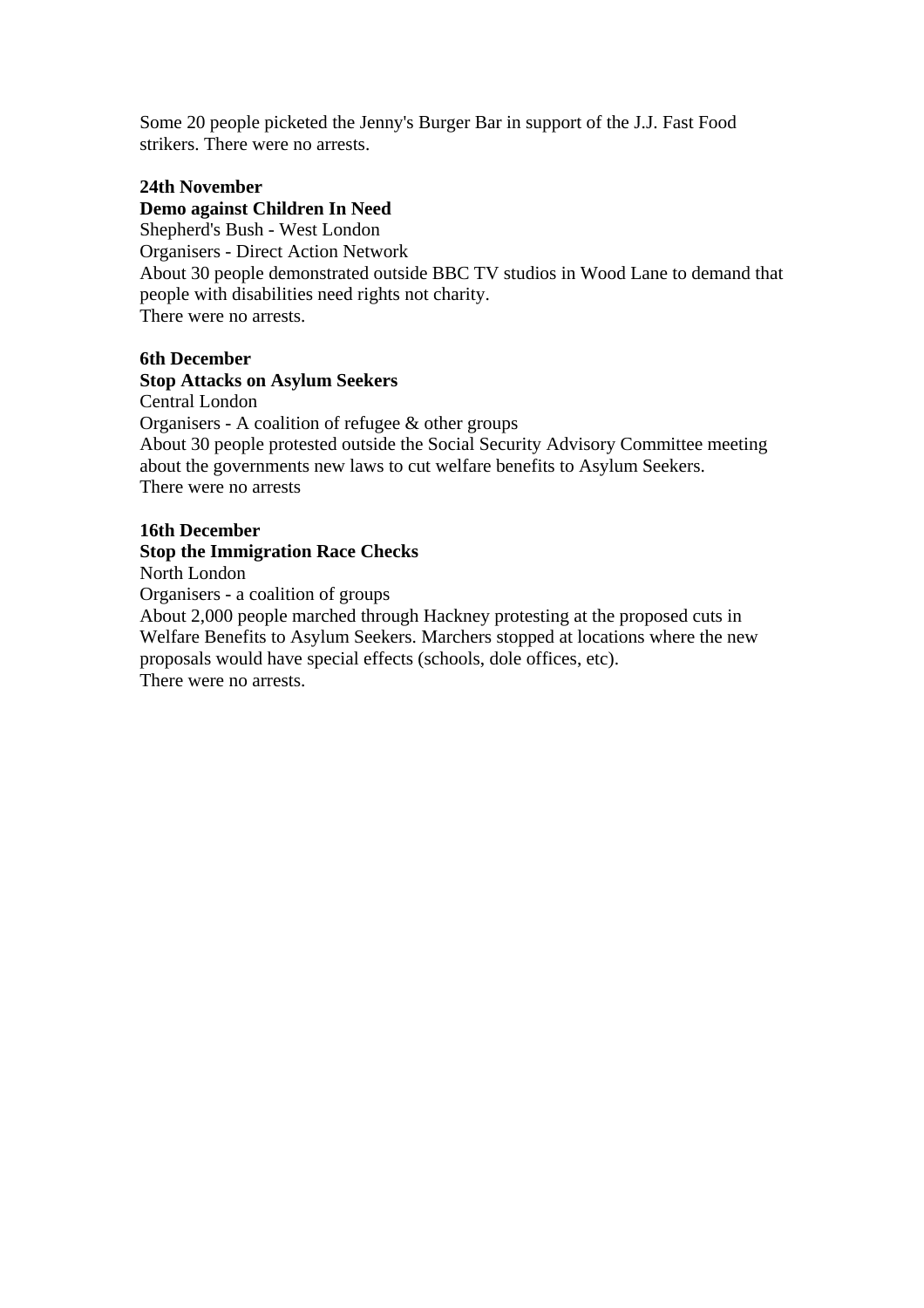Some 20 people picketed the Jenny's Burger Bar in support of the J.J. Fast Food strikers. There were no arrests.

**24th November**
**Demo against Children In Need**
Shepherd's Bush - West London
Organisers - Direct Action Network
About 30 people demonstrated outside BBC TV studios in Wood Lane to demand that people with disabilities need rights not charity.
There were no arrests.

**6th December**
**Stop Attacks on Asylum Seekers**
Central London
Organisers - A coalition of refugee & other groups
About 30 people protested outside the Social Security Advisory Committee meeting about the governments new laws to cut welfare benefits to Asylum Seekers.
There were no arrests

**16th December**
**Stop the Immigration Race Checks**
North London
Organisers - a coalition of groups
About 2,000 people marched through Hackney protesting at the proposed cuts in Welfare Benefits to Asylum Seekers. Marchers stopped at locations where the new proposals would have special effects (schools, dole offices, etc).
There were no arrests.